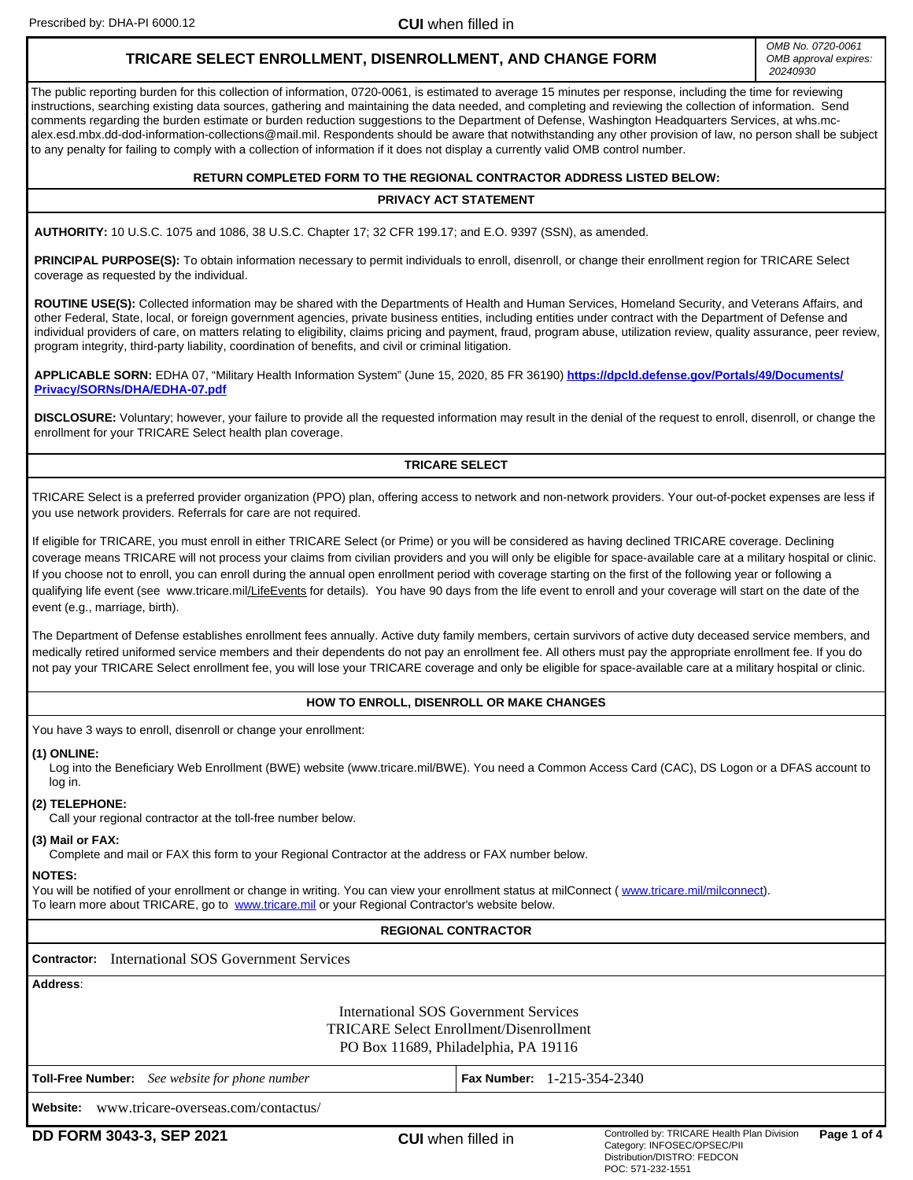Prescribed by: DHA-PI 6000.12

**CUI** when filled in

# TRICARE SELECT ENROLLMENT, DISENROLLMENT, AND CHANGE FORM

*OMB No. 0720-0061*
*OMB approval expires: 20240930*

The public reporting burden for this collection of information, 0720-0061, is estimated to average 15 minutes per response, including the time for reviewing instructions, searching existing data sources, gathering and maintaining the data needed, and completing and reviewing the collection of information. Send comments regarding the burden estimate or burden reduction suggestions to the Department of Defense, Washington Headquarters Services, at whs.mc-alex.esd.mbx.dd-dod-information-collections@mail.mil. Respondents should be aware that notwithstanding any other provision of law, no person shall be subject to any penalty for failing to comply with a collection of information if it does not display a currently valid OMB control number.

**RETURN COMPLETED FORM TO THE REGIONAL CONTRACTOR ADDRESS LISTED BELOW:**

## PRIVACY ACT STATEMENT

**AUTHORITY:** 10 U.S.C. 1075 and 1086, 38 U.S.C. Chapter 17; 32 CFR 199.17; and E.O. 9397 (SSN), as amended.

**PRINCIPAL PURPOSE(S):** To obtain information necessary to permit individuals to enroll, disenroll, or change their enrollment region for TRICARE Select coverage as requested by the individual.

**ROUTINE USE(S):** Collected information may be shared with the Departments of Health and Human Services, Homeland Security, and Veterans Affairs, and other Federal, State, local, or foreign government agencies, private business entities, including entities under contract with the Department of Defense and individual providers of care, on matters relating to eligibility, claims pricing and payment, fraud, program abuse, utilization review, quality assurance, peer review, program integrity, third-party liability, coordination of benefits, and civil or criminal litigation.

**APPLICABLE SORN:** EDHA 07, "Military Health Information System" (June 15, 2020, 85 FR 36190) **https://dpcld.defense.gov/Portals/49/Documents/Privacy/SORNs/DHA/EDHA-07.pdf**

**DISCLOSURE:** Voluntary; however, your failure to provide all the requested information may result in the denial of the request to enroll, disenroll, or change the enrollment for your TRICARE Select health plan coverage.

## TRICARE SELECT

TRICARE Select is a preferred provider organization (PPO) plan, offering access to network and non-network providers. Your out-of-pocket expenses are less if you use network providers. Referrals for care are not required.

If eligible for TRICARE, you must enroll in either TRICARE Select (or Prime) or you will be considered as having declined TRICARE coverage. Declining coverage means TRICARE will not process your claims from civilian providers and you will only be eligible for space-available care at a military hospital or clinic. If you choose not to enroll, you can enroll during the annual open enrollment period with coverage starting on the first of the following year or following a qualifying life event (see www.tricare.mil/LifeEvents for details). You have 90 days from the life event to enroll and your coverage will start on the date of the event (e.g., marriage, birth).

The Department of Defense establishes enrollment fees annually. Active duty family members, certain survivors of active duty deceased service members, and medically retired uniformed service members and their dependents do not pay an enrollment fee. All others must pay the appropriate enrollment fee. If you do not pay your TRICARE Select enrollment fee, you will lose your TRICARE coverage and only be eligible for space-available care at a military hospital or clinic.

## HOW TO ENROLL, DISENROLL OR MAKE CHANGES

You have 3 ways to enroll, disenroll or change your enrollment:

**(1) ONLINE:**
Log into the Beneficiary Web Enrollment (BWE) website (www.tricare.mil/BWE). You need a Common Access Card (CAC), DS Logon or a DFAS account to log in.

**(2) TELEPHONE:**
Call your regional contractor at the toll-free number below.

**(3) Mail or FAX:**
Complete and mail or FAX this form to your Regional Contractor at the address or FAX number below.

**NOTES:**
You will be notified of your enrollment or change in writing. You can view your enrollment status at milConnect ( www.tricare.mil/milconnect).
To learn more about TRICARE, go to www.tricare.mil or your Regional Contractor's website below.

## REGIONAL CONTRACTOR

**Contractor:** International SOS Government Services

**Address:**

International SOS Government Services
TRICARE Select Enrollment/Disenrollment
PO Box 11689, Philadelphia, PA 19116

**Toll-Free Number:** *See website for phone number*

**Fax Number:** 1-215-354-2340

**Website:** www.tricare-overseas.com/contactus/

**DD FORM 3043-3, SEP 2021**

**CUI** when filled in

Controlled by: TRICARE Health Plan Division
Category: INFOSEC/OPSEC/PII
Distribution/DISTRO: FEDCON
POC: 571-232-1551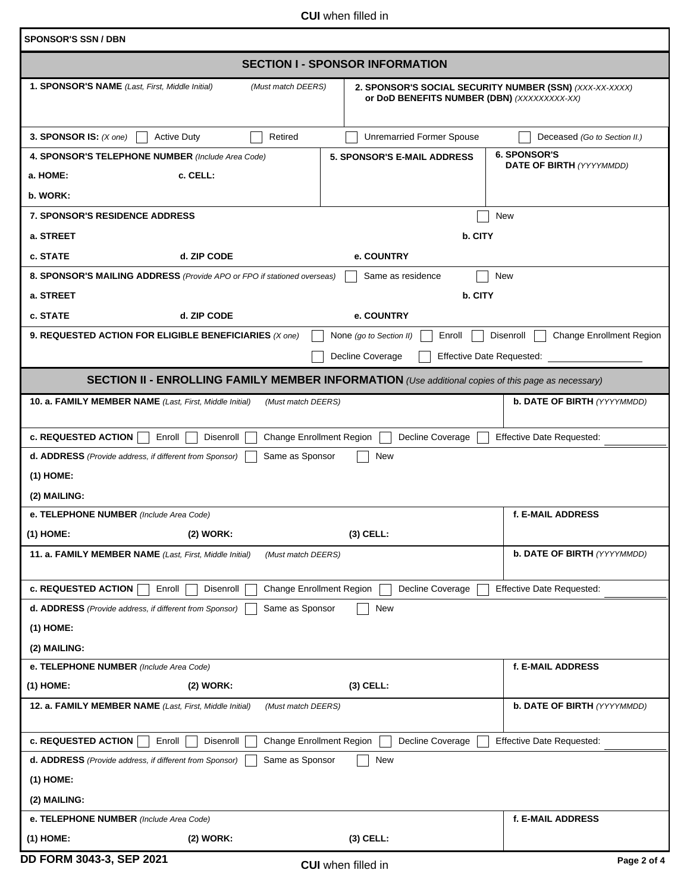**CUI** when filled in

**SPONSOR'S SSN / DBN**

## SECTION I - SPONSOR INFORMATION

**1. SPONSOR'S NAME** *(Last, First, Middle Initial)* *(Must match DEERS)*

**2. SPONSOR'S SOCIAL SECURITY NUMBER (SSN)** *(XXX-XX-XXXX)* **or DoD BENEFITS NUMBER (DBN)** *(XXXXXXXXX-XX)*

**3. SPONSOR IS:** *(X one)* ☐ Active Duty ☐ Retired ☐ Unremarried Former Spouse ☐ Deceased *(Go to Section II.)*

**4. SPONSOR'S TELEPHONE NUMBER** *(Include Area Code)*

**a. HOME:** **c. CELL:**

**b. WORK:**

**5. SPONSOR'S E-MAIL ADDRESS**

**6. SPONSOR'S DATE OF BIRTH** *(YYYYMMDD)*

**7. SPONSOR'S RESIDENCE ADDRESS** ☐ New

**a. STREET** **b. CITY**

**c. STATE** **d. ZIP CODE** **e. COUNTRY**

**8. SPONSOR'S MAILING ADDRESS** *(Provide APO or FPO if stationed overseas)* ☐ Same as residence ☐ New

**a. STREET** **b. CITY**

**c. STATE** **d. ZIP CODE** **e. COUNTRY**

**9. REQUESTED ACTION FOR ELIGIBLE BENEFICIARIES** *(X one)* ☐ None *(go to Section II)* ☐ Enroll ☐ Disenroll ☐ Change Enrollment Region ☐ Decline Coverage ☐ Effective Date Requested: ____________

## SECTION II - ENROLLING FAMILY MEMBER INFORMATION *(Use additional copies of this page as necessary)*

**10. a. FAMILY MEMBER NAME** *(Last, First, Middle Initial)* *(Must match DEERS)*

**b. DATE OF BIRTH** *(YYYYMMDD)*

**c. REQUESTED ACTION** ☐ Enroll ☐ Disenroll ☐ Change Enrollment Region ☐ Decline Coverage ☐ Effective Date Requested: ____________

**d. ADDRESS** *(Provide address, if different from Sponsor)* ☐ Same as Sponsor ☐ New

**(1) HOME:**

**(2) MAILING:**

**e. TELEPHONE NUMBER** *(Include Area Code)*

**(1) HOME:** **(2) WORK:** **(3) CELL:**

**f. E-MAIL ADDRESS**

**11. a. FAMILY MEMBER NAME** *(Last, First, Middle Initial)* *(Must match DEERS)*

**b. DATE OF BIRTH** *(YYYYMMDD)*

**c. REQUESTED ACTION** ☐ Enroll ☐ Disenroll ☐ Change Enrollment Region ☐ Decline Coverage ☐ Effective Date Requested: ____________

**d. ADDRESS** *(Provide address, if different from Sponsor)* ☐ Same as Sponsor ☐ New

**(1) HOME:**

**(2) MAILING:**

**e. TELEPHONE NUMBER** *(Include Area Code)*

**(1) HOME:** **(2) WORK:** **(3) CELL:**

**f. E-MAIL ADDRESS**

**12. a. FAMILY MEMBER NAME** *(Last, First, Middle Initial)* *(Must match DEERS)*

**b. DATE OF BIRTH** *(YYYYMMDD)*

**c. REQUESTED ACTION** ☐ Enroll ☐ Disenroll ☐ Change Enrollment Region ☐ Decline Coverage ☐ Effective Date Requested: ____________

**d. ADDRESS** *(Provide address, if different from Sponsor)* ☐ Same as Sponsor ☐ New

**(1) HOME:**

**(2) MAILING:**

**e. TELEPHONE NUMBER** *(Include Area Code)*

**(1) HOME:** **(2) WORK:** **(3) CELL:**

**f. E-MAIL ADDRESS**

**DD FORM 3043-3, SEP 2021**

**CUI** when filled in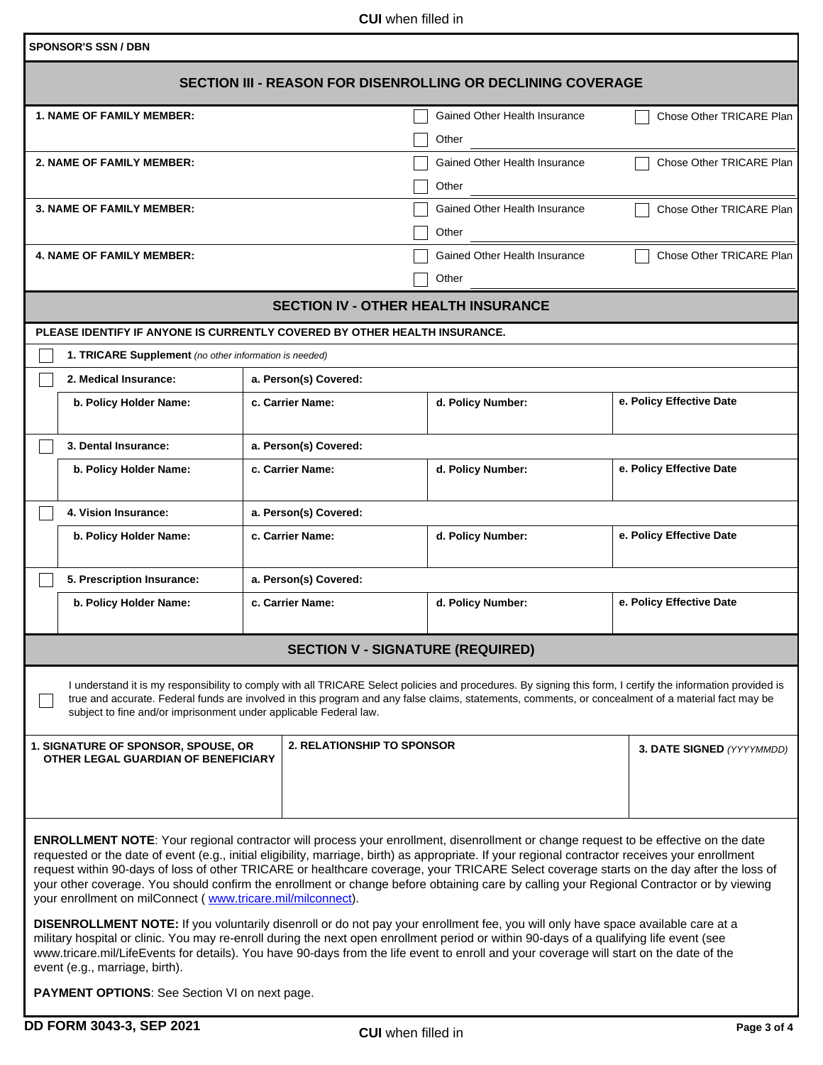**SPONSOR'S SSN / DBN**

## SECTION III - REASON FOR DISENROLLING OR DECLINING COVERAGE

| | | |
|---|---|---|
| **1. NAME OF FAMILY MEMBER:** | ☐ Gained Other Health Insurance<br>☐ Other ______ | ☐ Chose Other TRICARE Plan |
| **2. NAME OF FAMILY MEMBER:** | ☐ Gained Other Health Insurance<br>☐ Other ______ | ☐ Chose Other TRICARE Plan |
| **3. NAME OF FAMILY MEMBER:** | ☐ Gained Other Health Insurance<br>☐ Other ______ | ☐ Chose Other TRICARE Plan |
| **4. NAME OF FAMILY MEMBER:** | ☐ Gained Other Health Insurance<br>☐ Other ______ | ☐ Chose Other TRICARE Plan |

## SECTION IV - OTHER HEALTH INSURANCE

**PLEASE IDENTIFY IF ANYONE IS CURRENTLY COVERED BY OTHER HEALTH INSURANCE.**

☐ **1. TRICARE Supplement** *(no other information is needed)*

| | | | |
|---|---|---|---|
| ☐ **2. Medical Insurance:** | **a. Person(s) Covered:** | | |
| **b. Policy Holder Name:** | **c. Carrier Name:** | **d. Policy Number:** | **e. Policy Effective Date** |
| ☐ **3. Dental Insurance:** | **a. Person(s) Covered:** | | |
| **b. Policy Holder Name:** | **c. Carrier Name:** | **d. Policy Number:** | **e. Policy Effective Date** |
| ☐ **4. Vision Insurance:** | **a. Person(s) Covered:** | | |
| **b. Policy Holder Name:** | **c. Carrier Name:** | **d. Policy Number:** | **e. Policy Effective Date** |
| ☐ **5. Prescription Insurance:** | **a. Person(s) Covered:** | | |
| **b. Policy Holder Name:** | **c. Carrier Name:** | **d. Policy Number:** | **e. Policy Effective Date** |

## SECTION V - SIGNATURE (REQUIRED)

☐ I understand it is my responsibility to comply with all TRICARE Select policies and procedures. By signing this form, I certify the information provided is true and accurate. Federal funds are involved in this program and any false claims, statements, comments, or concealment of a material fact may be subject to fine and/or imprisonment under applicable Federal law.

| **1. SIGNATURE OF SPONSOR, SPOUSE, OR OTHER LEGAL GUARDIAN OF BENEFICIARY** | **2. RELATIONSHIP TO SPONSOR** | **3. DATE SIGNED** *(YYYYMMDD)* |
|---|---|---|
| | | |

**ENROLLMENT NOTE**: Your regional contractor will process your enrollment, disenrollment or change request to be effective on the date requested or the date of event (e.g., initial eligibility, marriage, birth) as appropriate. If your regional contractor receives your enrollment request within 90-days of loss of other TRICARE or healthcare coverage, your TRICARE Select coverage starts on the day after the loss of your other coverage. You should confirm the enrollment or change before obtaining care by calling your Regional Contractor or by viewing your enrollment on milConnect ( www.tricare.mil/milconnect).

**DISENROLLMENT NOTE:** If you voluntarily disenroll or do not pay your enrollment fee, you will only have space available care at a military hospital or clinic. You may re-enroll during the next open enrollment period or within 90-days of a qualifying life event (see www.tricare.mil/LifeEvents for details). You have 90-days from the life event to enroll and your coverage will start on the date of the event (e.g., marriage, birth).

**PAYMENT OPTIONS**: See Section VI on next page.

DD FORM 3043-3, SEP 2021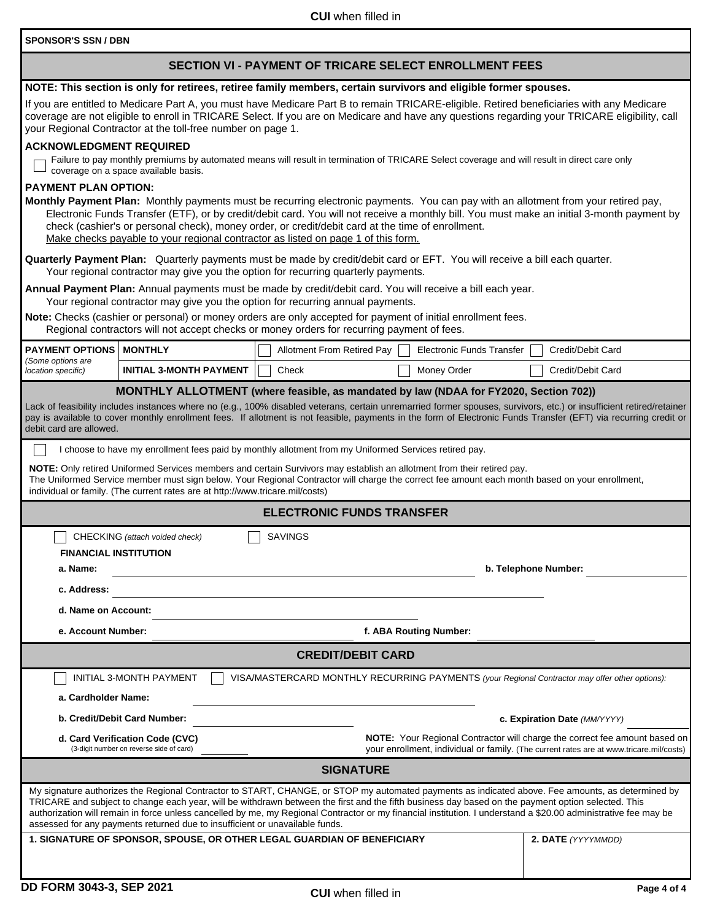**SPONSOR'S SSN / DBN**

## SECTION VI - PAYMENT OF TRICARE SELECT ENROLLMENT FEES

**NOTE: This section is only for retirees, retiree family members, certain survivors and eligible former spouses.**

If you are entitled to Medicare Part A, you must have Medicare Part B to remain TRICARE-eligible. Retired beneficiaries with any Medicare coverage are not eligible to enroll in TRICARE Select. If you are on Medicare and have any questions regarding your TRICARE eligibility, call your Regional Contractor at the toll-free number on page 1.

**ACKNOWLEDGMENT REQUIRED**

☐ Failure to pay monthly premiums by automated means will result in termination of TRICARE Select coverage and will result in direct care only coverage on a space available basis.

**PAYMENT PLAN OPTION:**

**Monthly Payment Plan:** Monthly payments must be recurring electronic payments. You can pay with an allotment from your retired pay, Electronic Funds Transfer (ETF), or by credit/debit card. You will not receive a monthly bill. You must make an initial 3-month payment by check (cashier's or personal check), money order, or credit/debit card at the time of enrollment. Make checks payable to your regional contractor as listed on page 1 of this form.

**Quarterly Payment Plan:** Quarterly payments must be made by credit/debit card or EFT. You will receive a bill each quarter. Your regional contractor may give you the option for recurring quarterly payments.

**Annual Payment Plan:** Annual payments must be made by credit/debit card. You will receive a bill each year. Your regional contractor may give you the option for recurring annual payments.

**Note:** Checks (cashier or personal) or money orders are only accepted for payment of initial enrollment fees. Regional contractors will not accept checks or money orders for recurring payment of fees.

| | | | | |
|---|---|---|---|---|
| **PAYMENT OPTIONS** *(Some options are location specific)* | **MONTHLY** | ☐ Allotment From Retired Pay | ☐ Electronic Funds Transfer | ☐ Credit/Debit Card |
| | **INITIAL 3-MONTH PAYMENT** | ☐ Check | ☐ Money Order | ☐ Credit/Debit Card |

### MONTHLY ALLOTMENT (where feasible, as mandated by law (NDAA for FY2020, Section 702))

Lack of feasibility includes instances where no (e.g., 100% disabled veterans, certain unremarried former spouses, survivors, etc.) or insufficient retired/retainer pay is available to cover monthly enrollment fees. If allotment is not feasible, payments in the form of Electronic Funds Transfer (EFT) via recurring credit or debit card are allowed.

☐ I choose to have my enrollment fees paid by monthly allotment from my Uniformed Services retired pay.

**NOTE:** Only retired Uniformed Services members and certain Survivors may establish an allotment from their retired pay. The Uniformed Service member must sign below. Your Regional Contractor will charge the correct fee amount each month based on your enrollment, individual or family. (The current rates are at http://www.tricare.mil/costs)

### ELECTRONIC FUNDS TRANSFER

☐ CHECKING *(attach voided check)* ☐ SAVINGS

**FINANCIAL INSTITUTION**

**a. Name:** **b. Telephone Number:**

**c. Address:**

**d. Name on Account:**

**e. Account Number:** **f. ABA Routing Number:**

### CREDIT/DEBIT CARD

☐ INITIAL 3-MONTH PAYMENT ☐ VISA/MASTERCARD MONTHLY RECURRING PAYMENTS *(your Regional Contractor may offer other options):*

**a. Cardholder Name:**

**b. Credit/Debit Card Number:** **c. Expiration Date** *(MM/YYYY)*

**d. Card Verification Code (CVC)**
(3-digit number on reverse side of card)

**NOTE:** Your Regional Contractor will charge the correct fee amount based on your enrollment, individual or family. (The current rates are at www.tricare.mil/costs)

### SIGNATURE

My signature authorizes the Regional Contractor to START, CHANGE, or STOP my automated payments as indicated above. Fee amounts, as determined by TRICARE and subject to change each year, will be withdrawn between the first and the fifth business day based on the payment option selected. This authorization will remain in force unless cancelled by me, my Regional Contractor or my financial institution. I understand a $20.00 administrative fee may be assessed for any payments returned due to insufficient or unavailable funds.

| **1. SIGNATURE OF SPONSOR, SPOUSE, OR OTHER LEGAL GUARDIAN OF BENEFICIARY** | **2. DATE** *(YYYYMMDD)* |
|---|---|
| | |

DD FORM 3043-3, SEP 2021